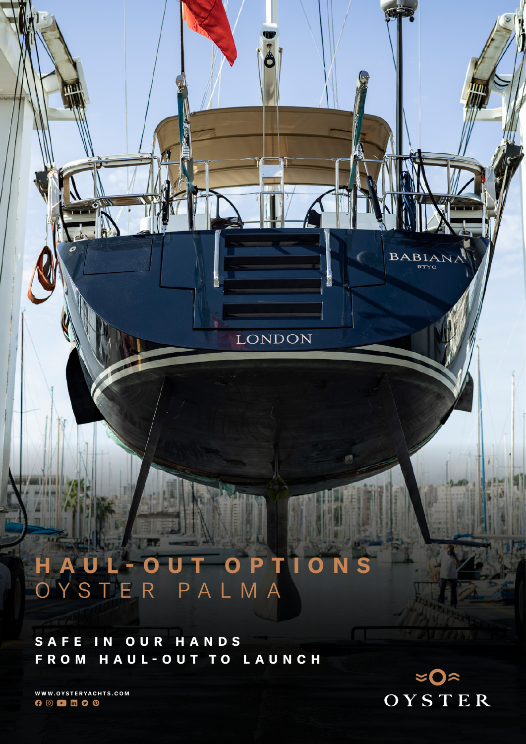# HAUL-OUT OPTIONS
## OYSTER PALMA

**SAFE IN OUR HANDS FROM HAUL-OUT TO LAUNCH**

WWW.OYSTERYACHTS.COM

OYSTER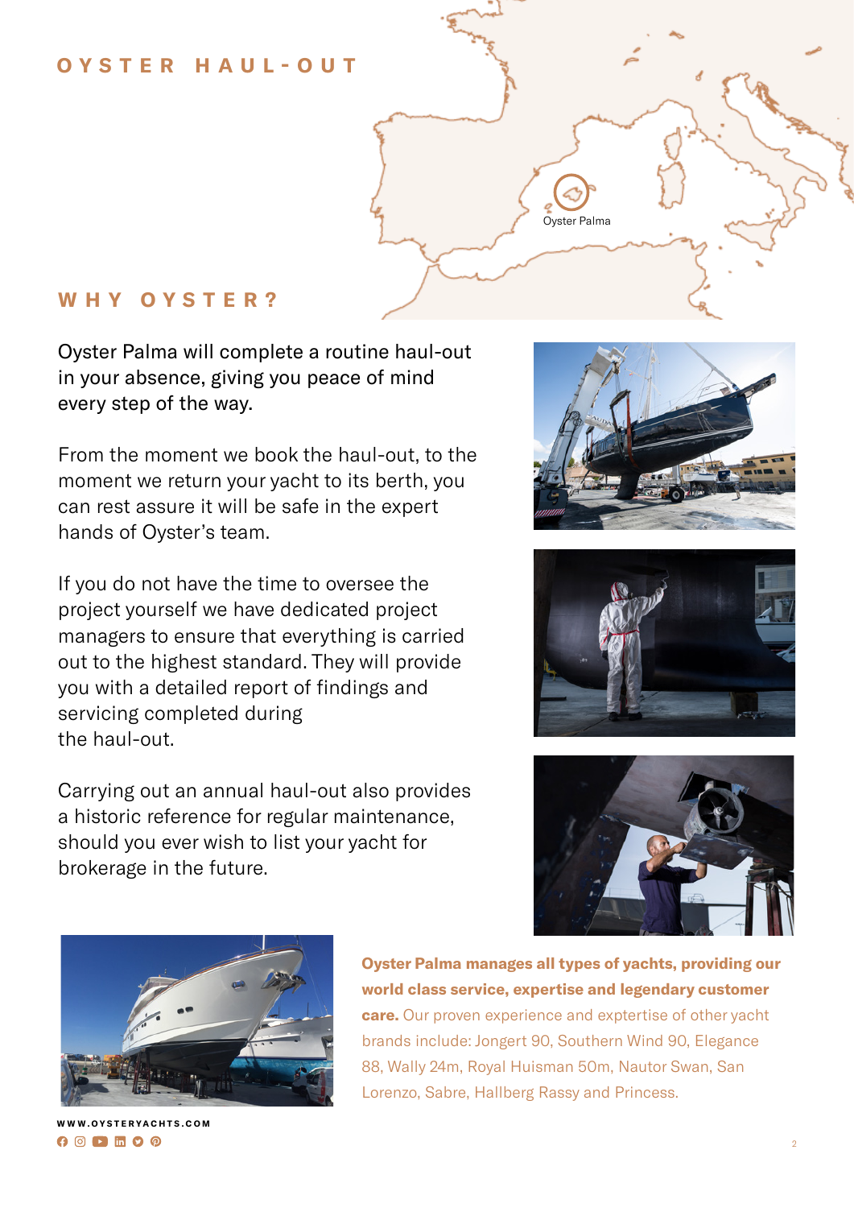# OYSTER HAUL-OUT

Oyster Palma

## WHY OYSTER?

Oyster Palma will complete a routine haul-out in your absence, giving you peace of mind every step of the way.

From the moment we book the haul-out, to the moment we return your yacht to its berth, you can rest assure it will be safe in the expert hands of Oyster's team.

If you do not have the time to oversee the project yourself we have dedicated project managers to ensure that everything is carried out to the highest standard. They will provide you with a detailed report of findings and servicing completed during the haul-out.

Carrying out an annual haul-out also provides a historic reference for regular maintenance, should you ever wish to list your yacht for brokerage in the future.

**Oyster Palma manages all types of yachts, providing our world class service, expertise and legendary customer care.** Our proven experience and exptertise of other yacht brands include: Jongert 90, Southern Wind 90, Elegance 88, Wally 24m, Royal Huisman 50m, Nautor Swan, San Lorenzo, Sabre, Hallberg Rassy and Princess.

WWW.OYSTERYACHTS.COM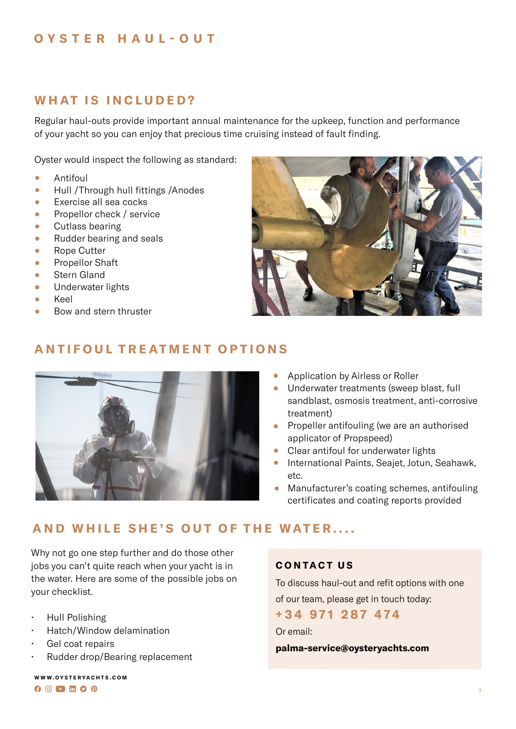# OYSTER HAUL-OUT

## WHAT IS INCLUDED?

Regular haul-outs provide important annual maintenance for the upkeep, function and performance of your yacht so you can enjoy that precious time cruising instead of fault finding.

Oyster would inspect the following as standard:

- Antifoul
- Hull /Through hull fittings /Anodes
- Exercise all sea cocks
- Propellor check / service
- Cutlass bearing
- Rudder bearing and seals
- Rope Cutter
- Propellor Shaft
- Stern Gland
- Underwater lights
- Keel
- Bow and stern thruster

## ANTIFOUL TREATMENT OPTIONS

- Application by Airless or Roller
- Underwater treatments (sweep blast, full sandblast, osmosis treatment, anti-corrosive treatment)
- Propeller antifouling (we are an authorised applicator of Propspeed)
- Clear antifoul for underwater lights
- International Paints, Seajet, Jotun, Seahawk, etc.
- Manufacturer's coating schemes, antifouling certificates and coating reports provided

## AND WHILE SHE'S OUT OF THE WATER....

Why not go one step further and do those other jobs you can't quite reach when your yacht is in the water. Here are some of the possible jobs on your checklist.

- Hull Polishing
- Hatch/Window delamination
- Gel coat repairs
- Rudder drop/Bearing replacement

### CONTACT US

To discuss haul-out and refit options with one of our team, please get in touch today:

**+34 971 287 474**

Or email:

**palma-service@oysteryachts.com**

WWW.OYSTERYACHTS.COM